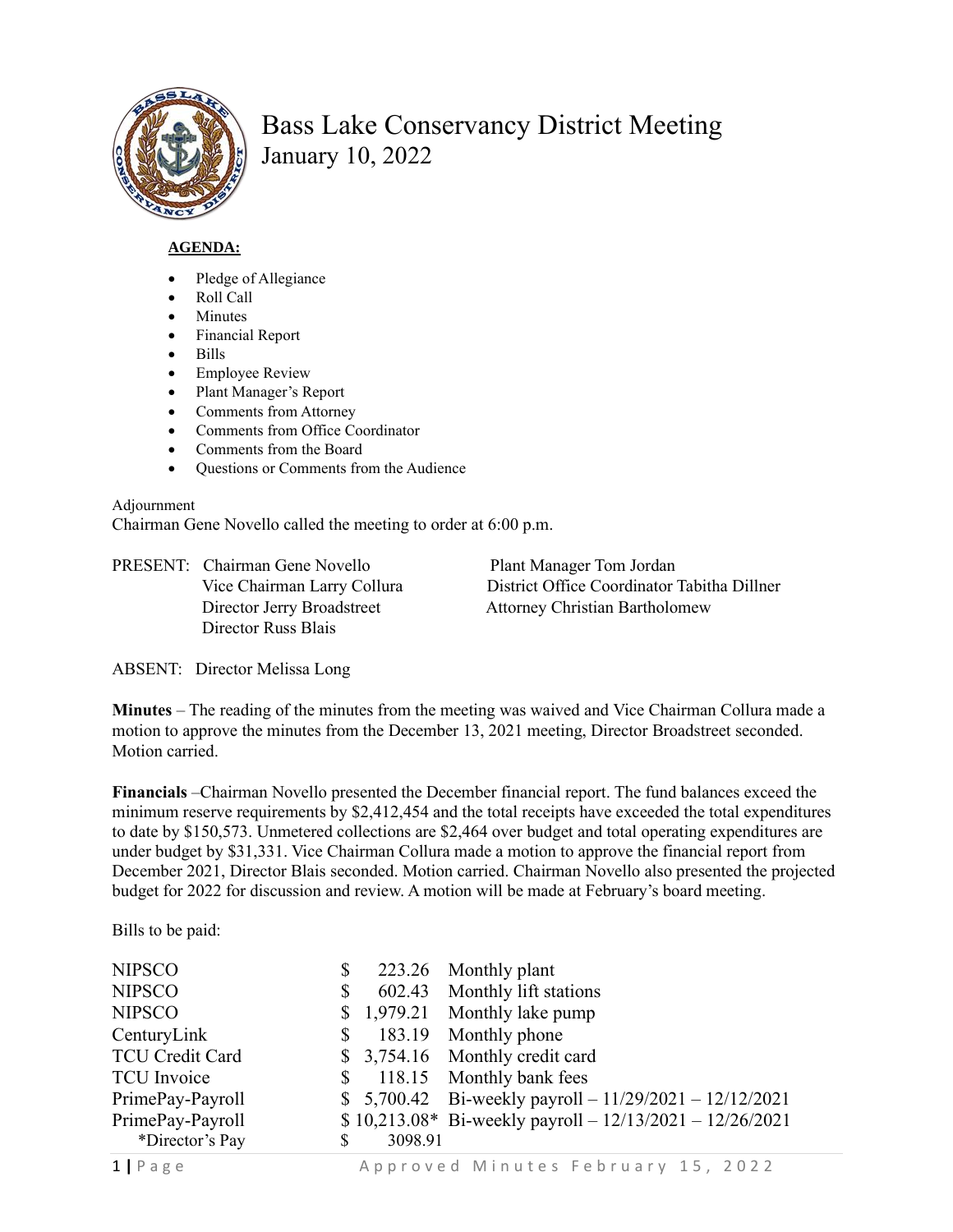# Bass Lake Conservancy District Meeting
## January 10, 2022

**AGENDA:**

- Pledge of Allegiance
- Roll Call
- Minutes
- Financial Report
- Bills
- Employee Review
- Plant Manager's Report
- Comments from Attorney
- Comments from Office Coordinator
- Comments from the Board
- Questions or Comments from the Audience

Adjournment

Chairman Gene Novello called the meeting to order at 6:00 p.m.

PRESENT: Chairman Gene Novello
Vice Chairman Larry Collura
Director Jerry Broadstreet
Director Russ Blais
Plant Manager Tom Jordan
District Office Coordinator Tabitha Dillner
Attorney Christian Bartholomew

ABSENT: Director Melissa Long

**Minutes** – The reading of the minutes from the meeting was waived and Vice Chairman Collura made a motion to approve the minutes from the December 13, 2021 meeting, Director Broadstreet seconded. Motion carried.

**Financials** –Chairman Novello presented the December financial report. The fund balances exceed the minimum reserve requirements by $2,412,454 and the total receipts have exceeded the total expenditures to date by $150,573. Unmetered collections are $2,464 over budget and total operating expenditures are under budget by $31,331. Vice Chairman Collura made a motion to approve the financial report from December 2021, Director Blais seconded. Motion carried. Chairman Novello also presented the projected budget for 2022 for discussion and review. A motion will be made at February's board meeting.

Bills to be paid:

| | | |
|---|---|---|
| NIPSCO | $ 223.26 | Monthly plant |
| NIPSCO | $ 602.43 | Monthly lift stations |
| NIPSCO | $ 1,979.21 | Monthly lake pump |
| CenturyLink | $ 183.19 | Monthly phone |
| TCU Credit Card | $ 3,754.16 | Monthly credit card |
| TCU Invoice | $ 118.15 | Monthly bank fees |
| PrimePay-Payroll | $ 5,700.42 | Bi-weekly payroll – 11/29/2021 – 12/12/2021 |
| PrimePay-Payroll | $ 10,213.08* | Bi-weekly payroll – 12/13/2021 – 12/26/2021 |
| *Director's Pay | $ 3098.91 | |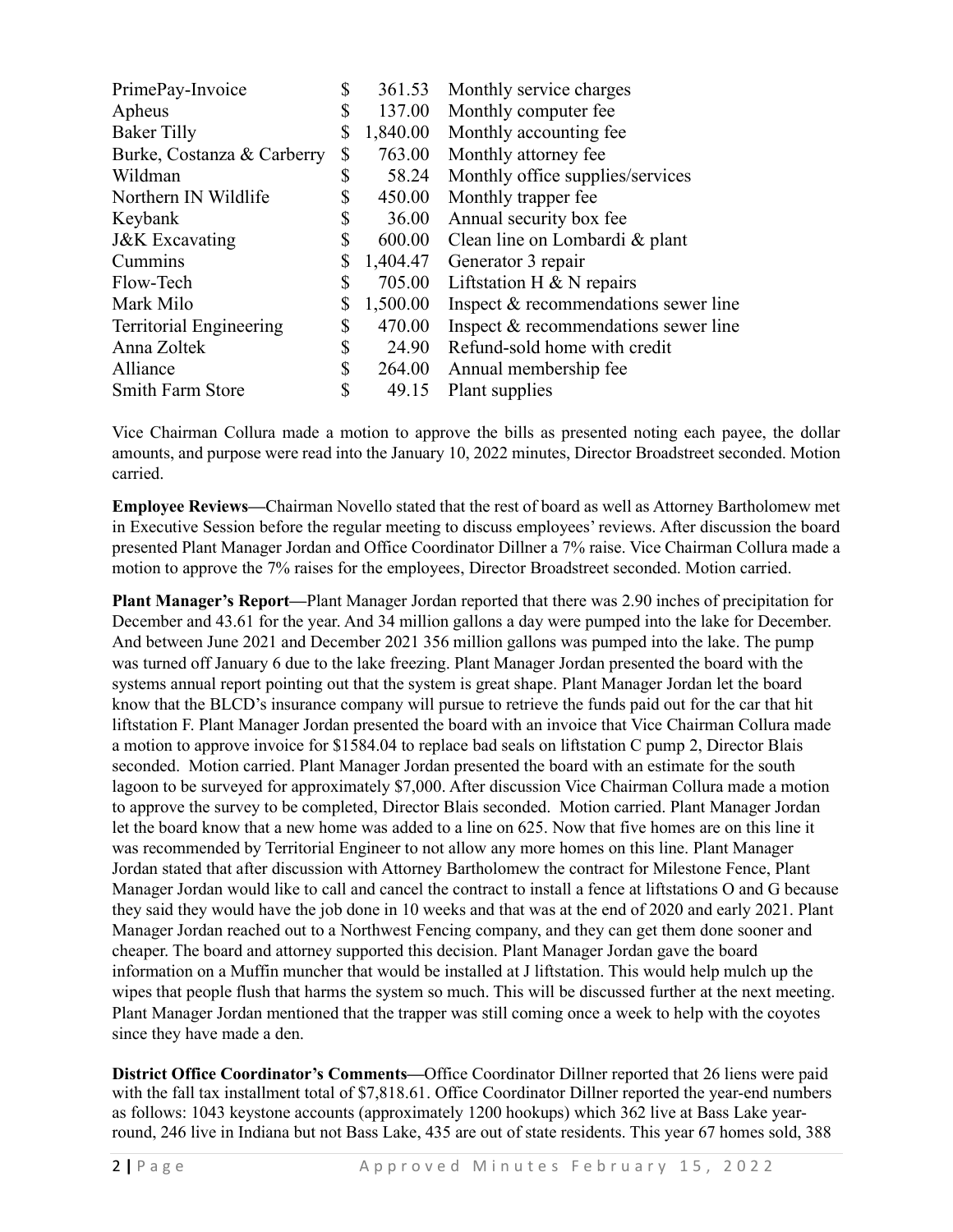| | | |
|---|---|---|
| PrimePay-Invoice | $ 361.53 | Monthly service charges |
| Apheus | $ 137.00 | Monthly computer fee |
| Baker Tilly | $ 1,840.00 | Monthly accounting fee |
| Burke, Costanza & Carberry | $ 763.00 | Monthly attorney fee |
| Wildman | $ 58.24 | Monthly office supplies/services |
| Northern IN Wildlife | $ 450.00 | Monthly trapper fee |
| Keybank | $ 36.00 | Annual security box fee |
| J&K Excavating | $ 600.00 | Clean line on Lombardi & plant |
| Cummins | $ 1,404.47 | Generator 3 repair |
| Flow-Tech | $ 705.00 | Liftstation H & N repairs |
| Mark Milo | $ 1,500.00 | Inspect & recommendations sewer line |
| Territorial Engineering | $ 470.00 | Inspect & recommendations sewer line |
| Anna Zoltek | $ 24.90 | Refund-sold home with credit |
| Alliance | $ 264.00 | Annual membership fee |
| Smith Farm Store | $ 49.15 | Plant supplies |

Vice Chairman Collura made a motion to approve the bills as presented noting each payee, the dollar amounts, and purpose were read into the January 10, 2022 minutes, Director Broadstreet seconded. Motion carried.

**Employee Reviews—**Chairman Novello stated that the rest of board as well as Attorney Bartholomew met in Executive Session before the regular meeting to discuss employees' reviews. After discussion the board presented Plant Manager Jordan and Office Coordinator Dillner a 7% raise. Vice Chairman Collura made a motion to approve the 7% raises for the employees, Director Broadstreet seconded. Motion carried.

**Plant Manager's Report—**Plant Manager Jordan reported that there was 2.90 inches of precipitation for December and 43.61 for the year. And 34 million gallons a day were pumped into the lake for December. And between June 2021 and December 2021 356 million gallons was pumped into the lake. The pump was turned off January 6 due to the lake freezing. Plant Manager Jordan presented the board with the systems annual report pointing out that the system is great shape. Plant Manager Jordan let the board know that the BLCD's insurance company will pursue to retrieve the funds paid out for the car that hit liftstation F. Plant Manager Jordan presented the board with an invoice that Vice Chairman Collura made a motion to approve invoice for $1584.04 to replace bad seals on liftstation C pump 2, Director Blais seconded. Motion carried. Plant Manager Jordan presented the board with an estimate for the south lagoon to be surveyed for approximately $7,000. After discussion Vice Chairman Collura made a motion to approve the survey to be completed, Director Blais seconded. Motion carried. Plant Manager Jordan let the board know that a new home was added to a line on 625. Now that five homes are on this line it was recommended by Territorial Engineer to not allow any more homes on this line. Plant Manager Jordan stated that after discussion with Attorney Bartholomew the contract for Milestone Fence, Plant Manager Jordan would like to call and cancel the contract to install a fence at liftstations O and G because they said they would have the job done in 10 weeks and that was at the end of 2020 and early 2021. Plant Manager Jordan reached out to a Northwest Fencing company, and they can get them done sooner and cheaper. The board and attorney supported this decision. Plant Manager Jordan gave the board information on a Muffin muncher that would be installed at J liftstation. This would help mulch up the wipes that people flush that harms the system so much. This will be discussed further at the next meeting. Plant Manager Jordan mentioned that the trapper was still coming once a week to help with the coyotes since they have made a den.

**District Office Coordinator's Comments—**Office Coordinator Dillner reported that 26 liens were paid with the fall tax installment total of $7,818.61. Office Coordinator Dillner reported the year-end numbers as follows: 1043 keystone accounts (approximately 1200 hookups) which 362 live at Bass Lake year-round, 246 live in Indiana but not Bass Lake, 435 are out of state residents. This year 67 homes sold, 388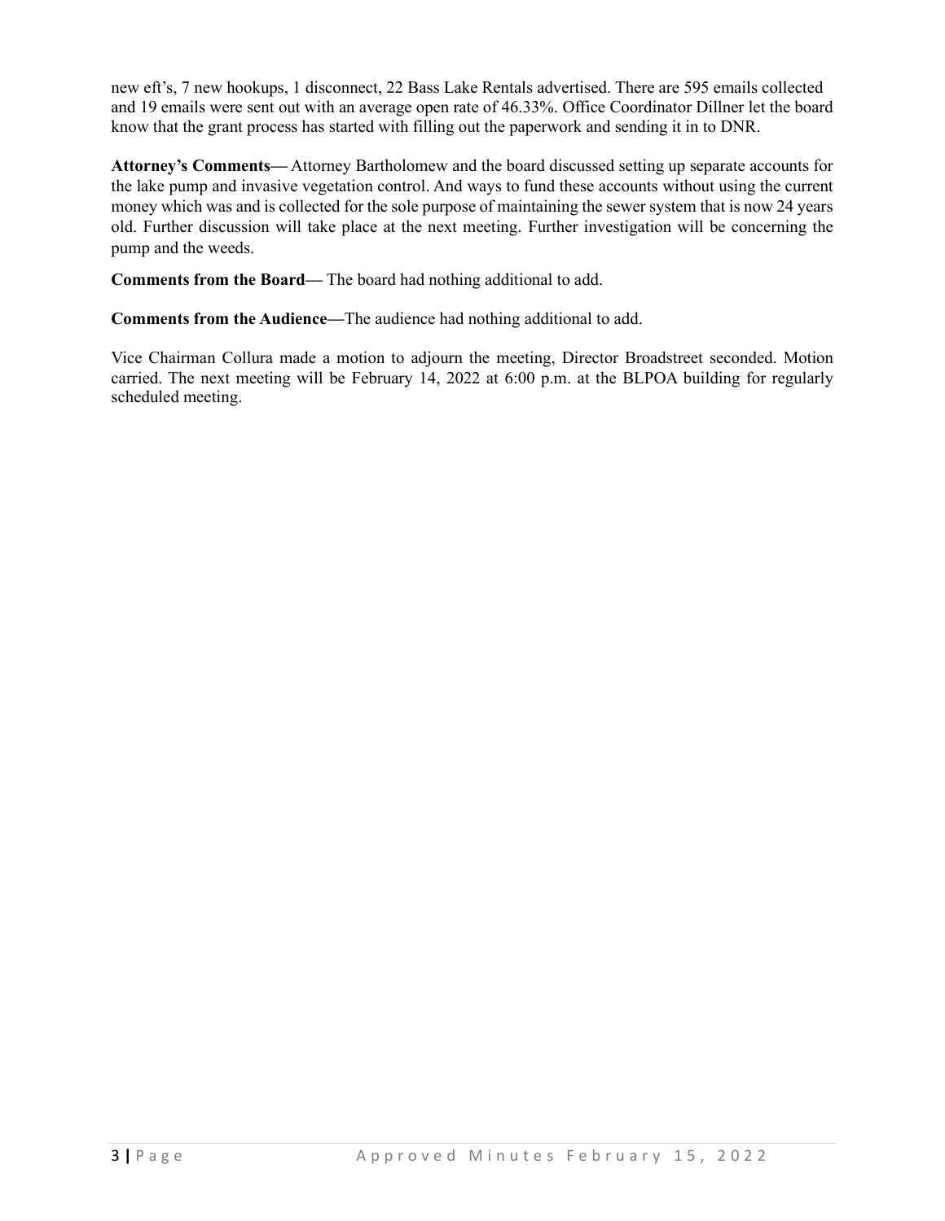new eft's, 7 new hookups, 1 disconnect, 22 Bass Lake Rentals advertised. There are 595 emails collected and 19 emails were sent out with an average open rate of 46.33%. Office Coordinator Dillner let the board know that the grant process has started with filling out the paperwork and sending it in to DNR.

**Attorney's Comments—** Attorney Bartholomew and the board discussed setting up separate accounts for the lake pump and invasive vegetation control. And ways to fund these accounts without using the current money which was and is collected for the sole purpose of maintaining the sewer system that is now 24 years old. Further discussion will take place at the next meeting. Further investigation will be concerning the pump and the weeds.

**Comments from the Board—** The board had nothing additional to add.

**Comments from the Audience—**The audience had nothing additional to add.

Vice Chairman Collura made a motion to adjourn the meeting, Director Broadstreet seconded. Motion carried. The next meeting will be February 14, 2022 at 6:00 p.m. at the BLPOA building for regularly scheduled meeting.